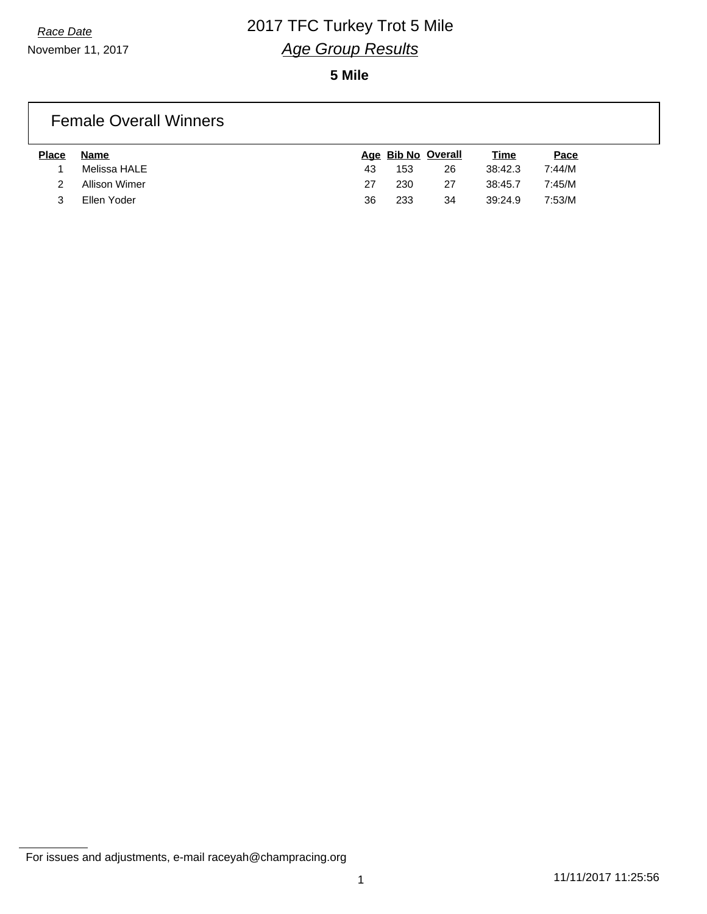*Race Date*

November 11, 2017

# 2017 TFC Turkey Trot 5 Mile

## *Age Group Results*

**5 Mile**

### Female Overall Winners

| Place | Name | Age | Bib No | Overall | Time | Pace |
|---|---|---|---|---|---|---|
| 1 | Melissa HALE | 43 | 153 | 26 | 38:42.3 | 7:44/M |
| 2 | Allison Wimer | 27 | 230 | 27 | 38:45.7 | 7:45/M |
| 3 | Ellen Yoder | 36 | 233 | 34 | 39:24.9 | 7:53/M |

For issues and adjustments, e-mail raceyah@champracing.org

11/11/2017 11:25:56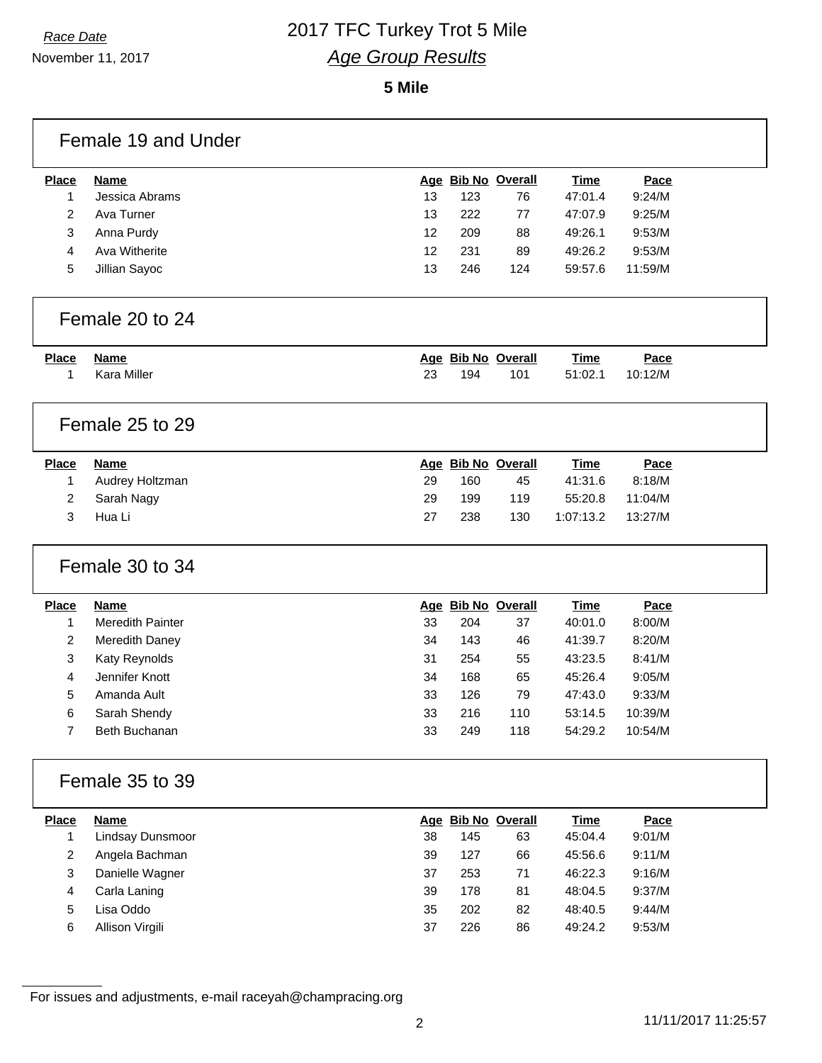*Race Date*

November 11, 2017

# 2017 TFC Turkey Trot 5 Mile

## *Age Group Results*

**5 Mile**

### Female 19 and Under

| Place | Name | Age | Bib No | Overall | Time | Pace |
|---|---|---|---|---|---|---|
| 1 | Jessica Abrams | 13 | 123 | 76 | 47:01.4 | 9:24/M |
| 2 | Ava Turner | 13 | 222 | 77 | 47:07.9 | 9:25/M |
| 3 | Anna Purdy | 12 | 209 | 88 | 49:26.1 | 9:53/M |
| 4 | Ava Witherite | 12 | 231 | 89 | 49:26.2 | 9:53/M |
| 5 | Jillian Sayoc | 13 | 246 | 124 | 59:57.6 | 11:59/M |

### Female 20 to 24

| Place | Name | Age | Bib No | Overall | Time | Pace |
|---|---|---|---|---|---|---|
| 1 | Kara Miller | 23 | 194 | 101 | 51:02.1 | 10:12/M |

### Female 25 to 29

| Place | Name | Age | Bib No | Overall | Time | Pace |
|---|---|---|---|---|---|---|
| 1 | Audrey Holtzman | 29 | 160 | 45 | 41:31.6 | 8:18/M |
| 2 | Sarah Nagy | 29 | 199 | 119 | 55:20.8 | 11:04/M |
| 3 | Hua Li | 27 | 238 | 130 | 1:07:13.2 | 13:27/M |

### Female 30 to 34

| Place | Name | Age | Bib No | Overall | Time | Pace |
|---|---|---|---|---|---|---|
| 1 | Meredith Painter | 33 | 204 | 37 | 40:01.0 | 8:00/M |
| 2 | Meredith Daney | 34 | 143 | 46 | 41:39.7 | 8:20/M |
| 3 | Katy Reynolds | 31 | 254 | 55 | 43:23.5 | 8:41/M |
| 4 | Jennifer Knott | 34 | 168 | 65 | 45:26.4 | 9:05/M |
| 5 | Amanda Ault | 33 | 126 | 79 | 47:43.0 | 9:33/M |
| 6 | Sarah Shendy | 33 | 216 | 110 | 53:14.5 | 10:39/M |
| 7 | Beth Buchanan | 33 | 249 | 118 | 54:29.2 | 10:54/M |

### Female 35 to 39

| Place | Name | Age | Bib No | Overall | Time | Pace |
|---|---|---|---|---|---|---|
| 1 | Lindsay Dunsmoor | 38 | 145 | 63 | 45:04.4 | 9:01/M |
| 2 | Angela Bachman | 39 | 127 | 66 | 45:56.6 | 9:11/M |
| 3 | Danielle Wagner | 37 | 253 | 71 | 46:22.3 | 9:16/M |
| 4 | Carla Laning | 39 | 178 | 81 | 48:04.5 | 9:37/M |
| 5 | Lisa Oddo | 35 | 202 | 82 | 48:40.5 | 9:44/M |
| 6 | Allison Virgili | 37 | 226 | 86 | 49:24.2 | 9:53/M |

For issues and adjustments, e-mail raceyah@champracing.org

11/11/2017 11:25:57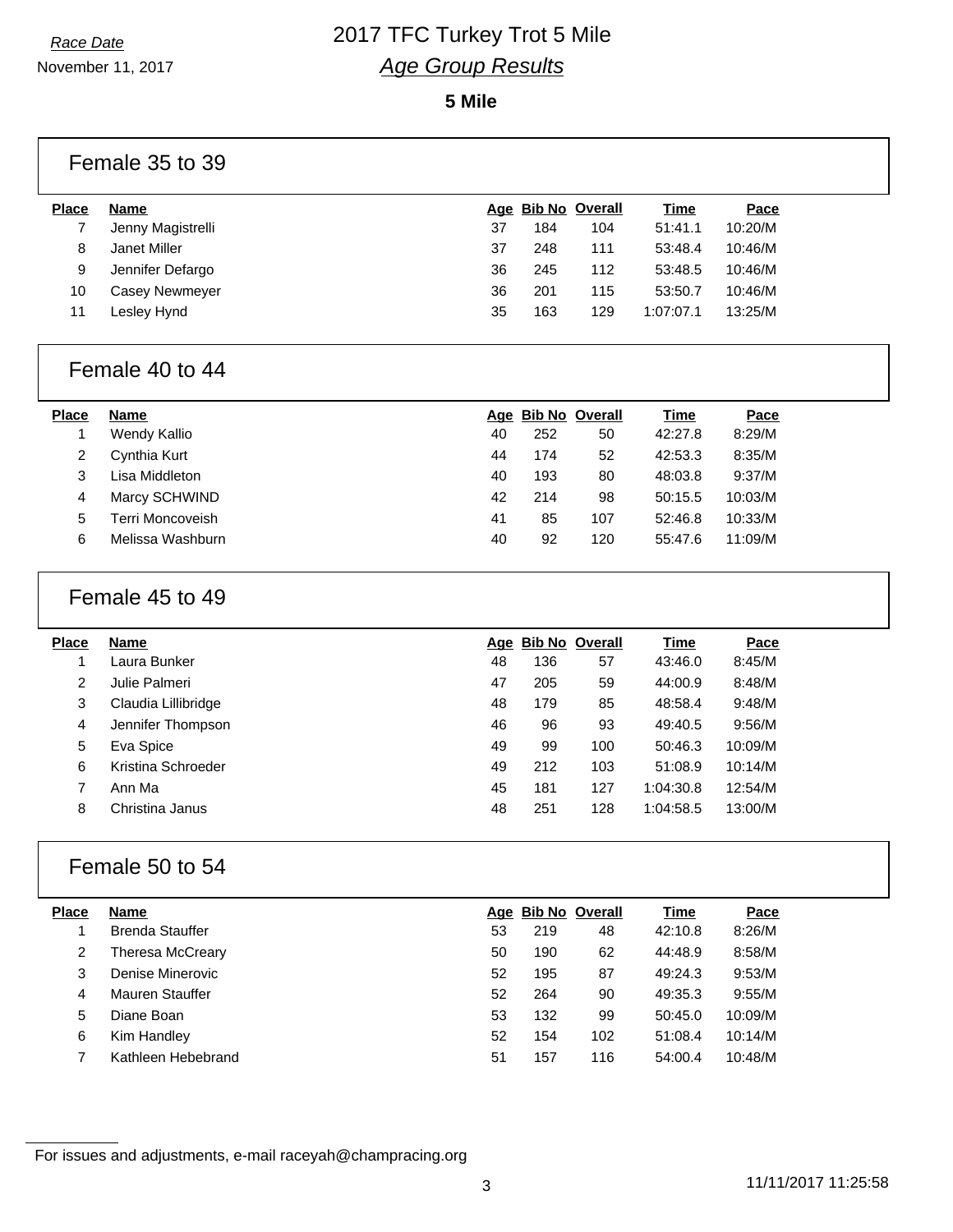*Race Date*

November 11, 2017

# 2017 TFC Turkey Trot 5 Mile

## *Age Group Results*

**5 Mile**

### Female 35 to 39

| Place | Name | Age | Bib No | Overall | Time | Pace |
|---|---|---|---|---|---|---|
| 7 | Jenny Magistrelli | 37 | 184 | 104 | 51:41.1 | 10:20/M |
| 8 | Janet Miller | 37 | 248 | 111 | 53:48.4 | 10:46/M |
| 9 | Jennifer Defargo | 36 | 245 | 112 | 53:48.5 | 10:46/M |
| 10 | Casey Newmeyer | 36 | 201 | 115 | 53:50.7 | 10:46/M |
| 11 | Lesley Hynd | 35 | 163 | 129 | 1:07:07.1 | 13:25/M |

### Female 40 to 44

| Place | Name | Age | Bib No | Overall | Time | Pace |
|---|---|---|---|---|---|---|
| 1 | Wendy Kallio | 40 | 252 | 50 | 42:27.8 | 8:29/M |
| 2 | Cynthia Kurt | 44 | 174 | 52 | 42:53.3 | 8:35/M |
| 3 | Lisa Middleton | 40 | 193 | 80 | 48:03.8 | 9:37/M |
| 4 | Marcy SCHWIND | 42 | 214 | 98 | 50:15.5 | 10:03/M |
| 5 | Terri Moncoveish | 41 | 85 | 107 | 52:46.8 | 10:33/M |
| 6 | Melissa Washburn | 40 | 92 | 120 | 55:47.6 | 11:09/M |

### Female 45 to 49

| Place | Name | Age | Bib No | Overall | Time | Pace |
|---|---|---|---|---|---|---|
| 1 | Laura Bunker | 48 | 136 | 57 | 43:46.0 | 8:45/M |
| 2 | Julie Palmeri | 47 | 205 | 59 | 44:00.9 | 8:48/M |
| 3 | Claudia Lillibridge | 48 | 179 | 85 | 48:58.4 | 9:48/M |
| 4 | Jennifer Thompson | 46 | 96 | 93 | 49:40.5 | 9:56/M |
| 5 | Eva Spice | 49 | 99 | 100 | 50:46.3 | 10:09/M |
| 6 | Kristina Schroeder | 49 | 212 | 103 | 51:08.9 | 10:14/M |
| 7 | Ann Ma | 45 | 181 | 127 | 1:04:30.8 | 12:54/M |
| 8 | Christina Janus | 48 | 251 | 128 | 1:04:58.5 | 13:00/M |

### Female 50 to 54

| Place | Name | Age | Bib No | Overall | Time | Pace |
|---|---|---|---|---|---|---|
| 1 | Brenda Stauffer | 53 | 219 | 48 | 42:10.8 | 8:26/M |
| 2 | Theresa McCreary | 50 | 190 | 62 | 44:48.9 | 8:58/M |
| 3 | Denise Minerovic | 52 | 195 | 87 | 49:24.3 | 9:53/M |
| 4 | Mauren Stauffer | 52 | 264 | 90 | 49:35.3 | 9:55/M |
| 5 | Diane Boan | 53 | 132 | 99 | 50:45.0 | 10:09/M |
| 6 | Kim Handley | 52 | 154 | 102 | 51:08.4 | 10:14/M |
| 7 | Kathleen Hebebrand | 51 | 157 | 116 | 54:00.4 | 10:48/M |

For issues and adjustments, e-mail raceyah@champracing.org

11/11/2017 11:25:58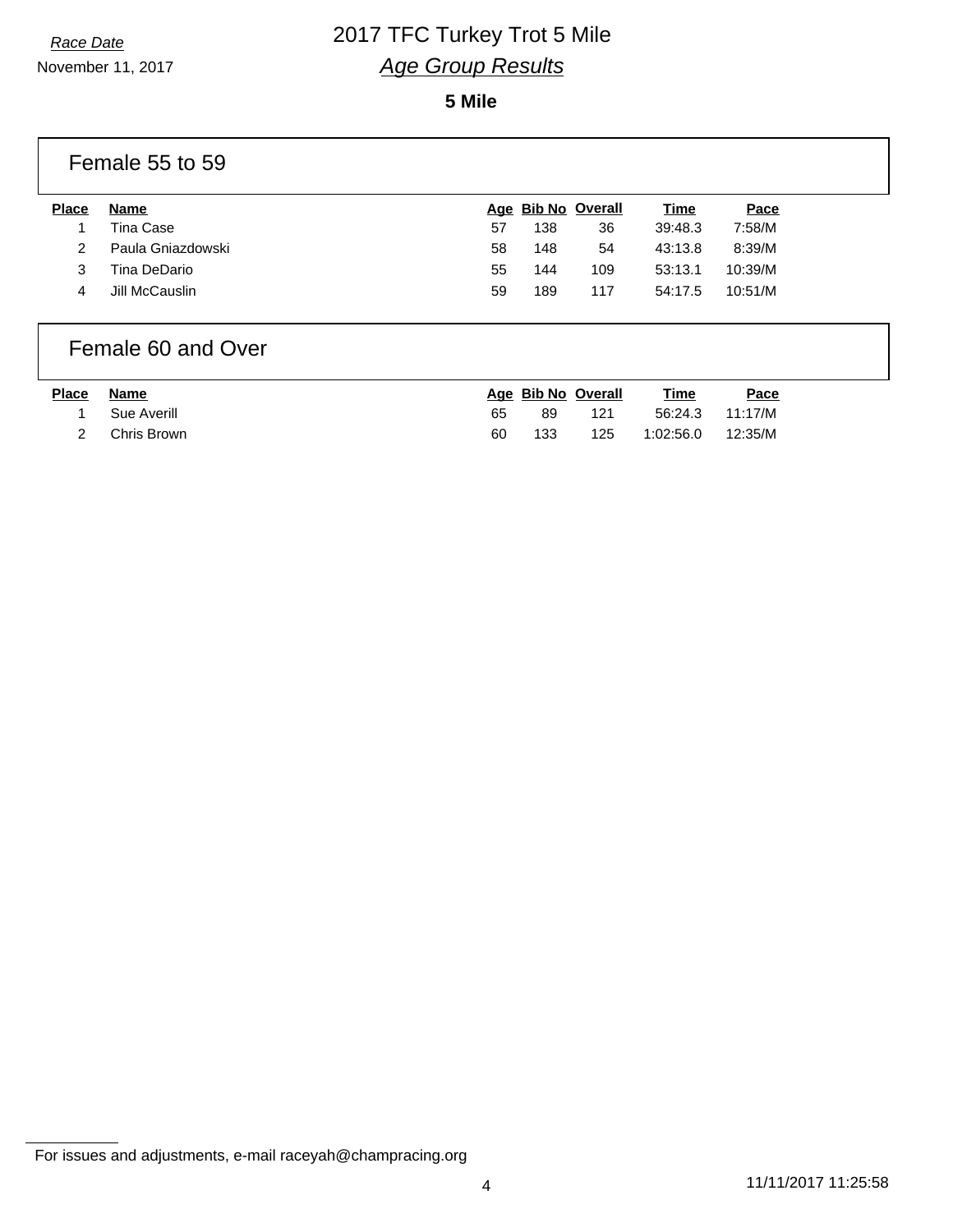*Race Date*

November 11, 2017

# 2017 TFC Turkey Trot 5 Mile

## *Age Group Results*

**5 Mile**

### Female 55 to 59

| Place | Name | Age | Bib No | Overall | Time | Pace |
|---|---|---|---|---|---|---|
| 1 | Tina Case | 57 | 138 | 36 | 39:48.3 | 7:58/M |
| 2 | Paula Gniazdowski | 58 | 148 | 54 | 43:13.8 | 8:39/M |
| 3 | Tina DeDario | 55 | 144 | 109 | 53:13.1 | 10:39/M |
| 4 | Jill McCauslin | 59 | 189 | 117 | 54:17.5 | 10:51/M |

### Female 60 and Over

| Place | Name | Age | Bib No | Overall | Time | Pace |
|---|---|---|---|---|---|---|
| 1 | Sue Averill | 65 | 89 | 121 | 56:24.3 | 11:17/M |
| 2 | Chris Brown | 60 | 133 | 125 | 1:02:56.0 | 12:35/M |

For issues and adjustments, e-mail raceyah@champracing.org

11/11/2017 11:25:58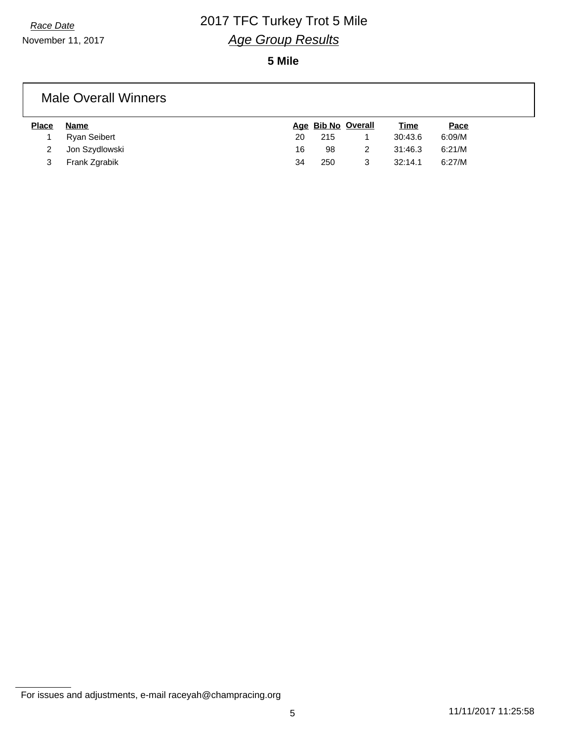*Race Date*

November 11, 2017

# 2017 TFC Turkey Trot 5 Mile

## *Age Group Results*

**5 Mile**

### Male Overall Winners

| Place | Name | Age | Bib No | Overall | Time | Pace |
|---|---|---|---|---|---|---|
| 1 | Ryan Seibert | 20 | 215 | 1 | 30:43.6 | 6:09/M |
| 2 | Jon Szydlowski | 16 | 98 | 2 | 31:46.3 | 6:21/M |
| 3 | Frank Zgrabik | 34 | 250 | 3 | 32:14.1 | 6:27/M |

For issues and adjustments, e-mail raceyah@champracing.org

11/11/2017 11:25:58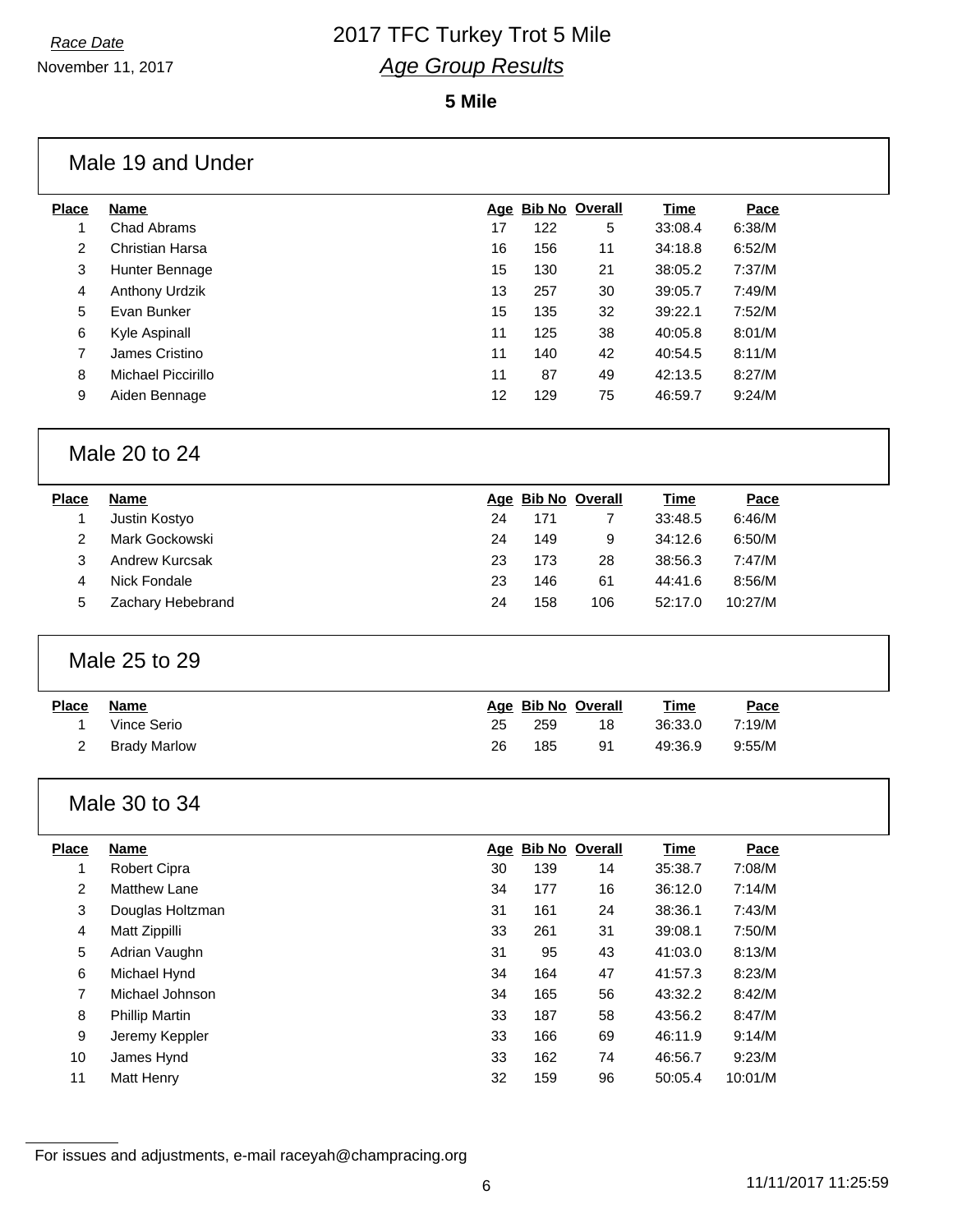Race Date

November 11, 2017

# 2017 TFC Turkey Trot 5 Mile

## *Age Group Results*

**5 Mile**

### Male 19 and Under

| Place | Name | Age | Bib No | Overall | Time | Pace |
|---|---|---|---|---|---|---|
| 1 | Chad Abrams | 17 | 122 | 5 | 33:08.4 | 6:38/M |
| 2 | Christian Harsa | 16 | 156 | 11 | 34:18.8 | 6:52/M |
| 3 | Hunter Bennage | 15 | 130 | 21 | 38:05.2 | 7:37/M |
| 4 | Anthony Urdzik | 13 | 257 | 30 | 39:05.7 | 7:49/M |
| 5 | Evan Bunker | 15 | 135 | 32 | 39:22.1 | 7:52/M |
| 6 | Kyle Aspinall | 11 | 125 | 38 | 40:05.8 | 8:01/M |
| 7 | James Cristino | 11 | 140 | 42 | 40:54.5 | 8:11/M |
| 8 | Michael Piccirillo | 11 | 87 | 49 | 42:13.5 | 8:27/M |
| 9 | Aiden Bennage | 12 | 129 | 75 | 46:59.7 | 9:24/M |

### Male 20 to 24

| Place | Name | Age | Bib No | Overall | Time | Pace |
|---|---|---|---|---|---|---|
| 1 | Justin Kostyo | 24 | 171 | 7 | 33:48.5 | 6:46/M |
| 2 | Mark Gockowski | 24 | 149 | 9 | 34:12.6 | 6:50/M |
| 3 | Andrew Kurcsak | 23 | 173 | 28 | 38:56.3 | 7:47/M |
| 4 | Nick Fondale | 23 | 146 | 61 | 44:41.6 | 8:56/M |
| 5 | Zachary Hebebrand | 24 | 158 | 106 | 52:17.0 | 10:27/M |

### Male 25 to 29

| Place | Name | Age | Bib No | Overall | Time | Pace |
|---|---|---|---|---|---|---|
| 1 | Vince Serio | 25 | 259 | 18 | 36:33.0 | 7:19/M |
| 2 | Brady Marlow | 26 | 185 | 91 | 49:36.9 | 9:55/M |

### Male 30 to 34

| Place | Name | Age | Bib No | Overall | Time | Pace |
|---|---|---|---|---|---|---|
| 1 | Robert Cipra | 30 | 139 | 14 | 35:38.7 | 7:08/M |
| 2 | Matthew Lane | 34 | 177 | 16 | 36:12.0 | 7:14/M |
| 3 | Douglas Holtzman | 31 | 161 | 24 | 38:36.1 | 7:43/M |
| 4 | Matt Zippilli | 33 | 261 | 31 | 39:08.1 | 7:50/M |
| 5 | Adrian Vaughn | 31 | 95 | 43 | 41:03.0 | 8:13/M |
| 6 | Michael Hynd | 34 | 164 | 47 | 41:57.3 | 8:23/M |
| 7 | Michael Johnson | 34 | 165 | 56 | 43:32.2 | 8:42/M |
| 8 | Phillip Martin | 33 | 187 | 58 | 43:56.2 | 8:47/M |
| 9 | Jeremy Keppler | 33 | 166 | 69 | 46:11.9 | 9:14/M |
| 10 | James Hynd | 33 | 162 | 74 | 46:56.7 | 9:23/M |
| 11 | Matt Henry | 32 | 159 | 96 | 50:05.4 | 10:01/M |

For issues and adjustments, e-mail raceyah@champracing.org

11/11/2017 11:25:59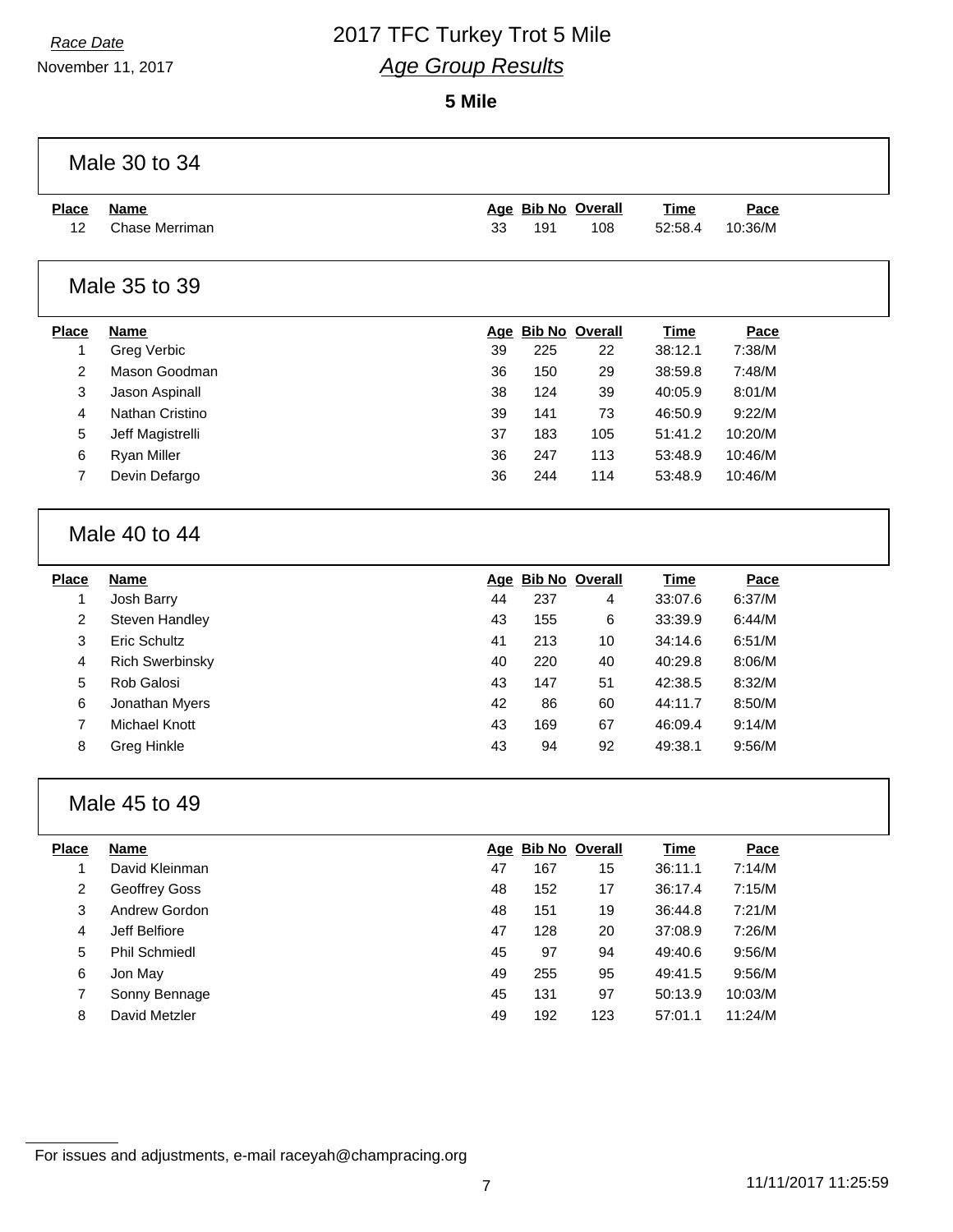# 2017 TFC Turkey Trot 5 Mile

*Race Date*

November 11, 2017

## *Age Group Results*

**5 Mile**

### Male 30 to 34

| Place | Name | Age | Bib No | Overall | Time | Pace |
|---|---|---|---|---|---|---|
| 12 | Chase Merriman | 33 | 191 | 108 | 52:58.4 | 10:36/M |

### Male 35 to 39

| Place | Name | Age | Bib No | Overall | Time | Pace |
|---|---|---|---|---|---|---|
| 1 | Greg Verbic | 39 | 225 | 22 | 38:12.1 | 7:38/M |
| 2 | Mason Goodman | 36 | 150 | 29 | 38:59.8 | 7:48/M |
| 3 | Jason Aspinall | 38 | 124 | 39 | 40:05.9 | 8:01/M |
| 4 | Nathan Cristino | 39 | 141 | 73 | 46:50.9 | 9:22/M |
| 5 | Jeff Magistrelli | 37 | 183 | 105 | 51:41.2 | 10:20/M |
| 6 | Ryan Miller | 36 | 247 | 113 | 53:48.9 | 10:46/M |
| 7 | Devin Defargo | 36 | 244 | 114 | 53:48.9 | 10:46/M |

### Male 40 to 44

| Place | Name | Age | Bib No | Overall | Time | Pace |
|---|---|---|---|---|---|---|
| 1 | Josh Barry | 44 | 237 | 4 | 33:07.6 | 6:37/M |
| 2 | Steven Handley | 43 | 155 | 6 | 33:39.9 | 6:44/M |
| 3 | Eric Schultz | 41 | 213 | 10 | 34:14.6 | 6:51/M |
| 4 | Rich Swerbinsky | 40 | 220 | 40 | 40:29.8 | 8:06/M |
| 5 | Rob Galosi | 43 | 147 | 51 | 42:38.5 | 8:32/M |
| 6 | Jonathan Myers | 42 | 86 | 60 | 44:11.7 | 8:50/M |
| 7 | Michael Knott | 43 | 169 | 67 | 46:09.4 | 9:14/M |
| 8 | Greg Hinkle | 43 | 94 | 92 | 49:38.1 | 9:56/M |

### Male 45 to 49

| Place | Name | Age | Bib No | Overall | Time | Pace |
|---|---|---|---|---|---|---|
| 1 | David Kleinman | 47 | 167 | 15 | 36:11.1 | 7:14/M |
| 2 | Geoffrey Goss | 48 | 152 | 17 | 36:17.4 | 7:15/M |
| 3 | Andrew Gordon | 48 | 151 | 19 | 36:44.8 | 7:21/M |
| 4 | Jeff Belfiore | 47 | 128 | 20 | 37:08.9 | 7:26/M |
| 5 | Phil Schmiedl | 45 | 97 | 94 | 49:40.6 | 9:56/M |
| 6 | Jon May | 49 | 255 | 95 | 49:41.5 | 9:56/M |
| 7 | Sonny Bennage | 45 | 131 | 97 | 50:13.9 | 10:03/M |
| 8 | David Metzler | 49 | 192 | 123 | 57:01.1 | 11:24/M |

For issues and adjustments, e-mail raceyah@champracing.org

11/11/2017 11:25:59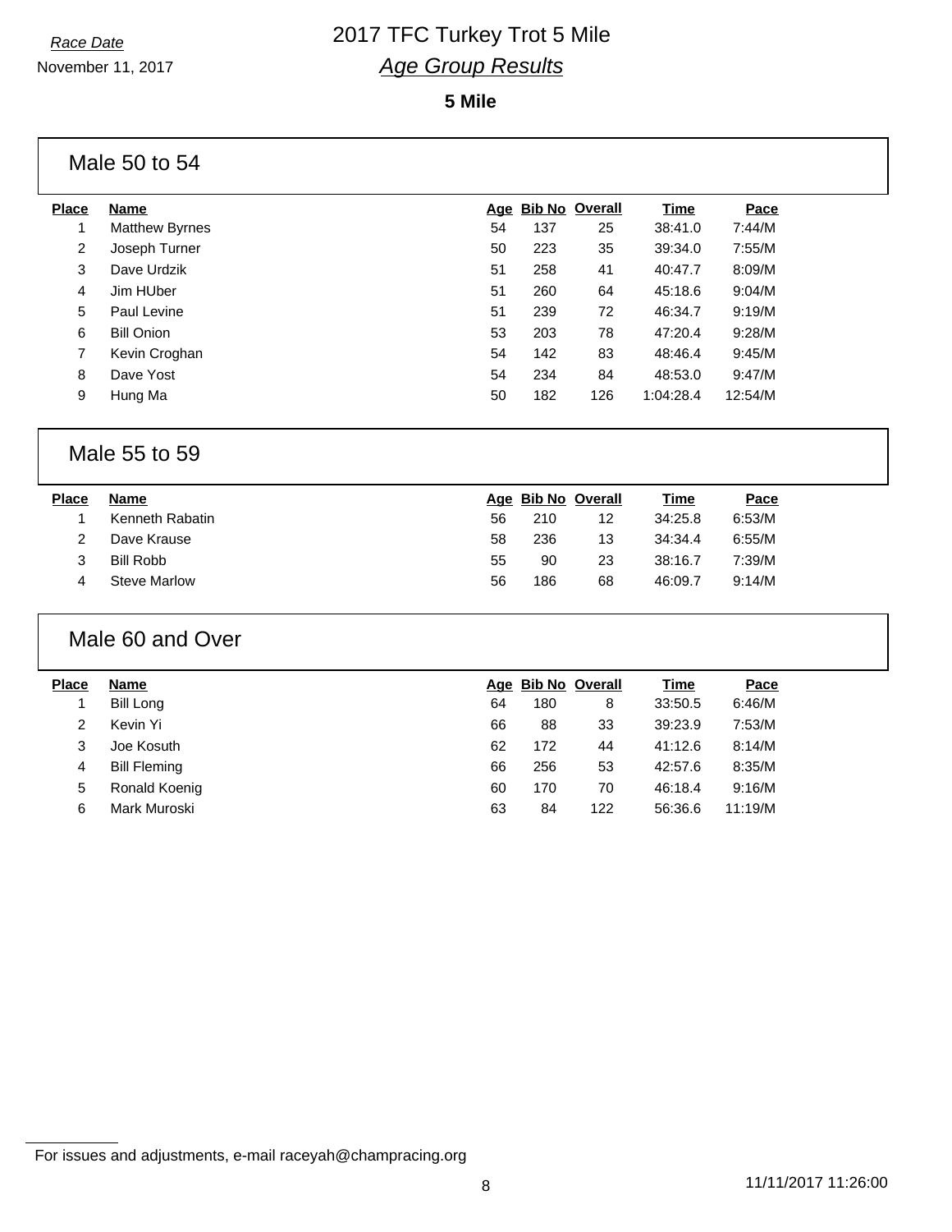*Race Date*
November 11, 2017

# 2017 TFC Turkey Trot 5 Mile

## *Age Group Results*

**5 Mile**

### Male 50 to 54

| Place | Name | Age | Bib No | Overall | Time | Pace |
|---|---|---|---|---|---|---|
| 1 | Matthew Byrnes | 54 | 137 | 25 | 38:41.0 | 7:44/M |
| 2 | Joseph Turner | 50 | 223 | 35 | 39:34.0 | 7:55/M |
| 3 | Dave Urdzik | 51 | 258 | 41 | 40:47.7 | 8:09/M |
| 4 | Jim HUber | 51 | 260 | 64 | 45:18.6 | 9:04/M |
| 5 | Paul Levine | 51 | 239 | 72 | 46:34.7 | 9:19/M |
| 6 | Bill Onion | 53 | 203 | 78 | 47:20.4 | 9:28/M |
| 7 | Kevin Croghan | 54 | 142 | 83 | 48:46.4 | 9:45/M |
| 8 | Dave Yost | 54 | 234 | 84 | 48:53.0 | 9:47/M |
| 9 | Hung Ma | 50 | 182 | 126 | 1:04:28.4 | 12:54/M |

### Male 55 to 59

| Place | Name | Age | Bib No | Overall | Time | Pace |
|---|---|---|---|---|---|---|
| 1 | Kenneth Rabatin | 56 | 210 | 12 | 34:25.8 | 6:53/M |
| 2 | Dave Krause | 58 | 236 | 13 | 34:34.4 | 6:55/M |
| 3 | Bill Robb | 55 | 90 | 23 | 38:16.7 | 7:39/M |
| 4 | Steve Marlow | 56 | 186 | 68 | 46:09.7 | 9:14/M |

### Male 60 and Over

| Place | Name | Age | Bib No | Overall | Time | Pace |
|---|---|---|---|---|---|---|
| 1 | Bill Long | 64 | 180 | 8 | 33:50.5 | 6:46/M |
| 2 | Kevin Yi | 66 | 88 | 33 | 39:23.9 | 7:53/M |
| 3 | Joe Kosuth | 62 | 172 | 44 | 41:12.6 | 8:14/M |
| 4 | Bill Fleming | 66 | 256 | 53 | 42:57.6 | 8:35/M |
| 5 | Ronald Koenig | 60 | 170 | 70 | 46:18.4 | 9:16/M |
| 6 | Mark Muroski | 63 | 84 | 122 | 56:36.6 | 11:19/M |

For issues and adjustments, e-mail raceyah@champracing.org

11/11/2017 11:26:00